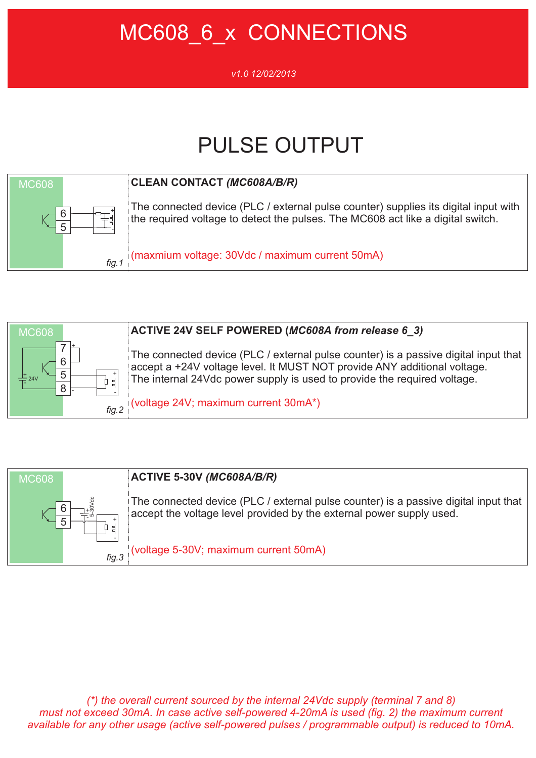# MC608_6_x CONNECTIONS

*v1.0 12/02/2013*

## PULSE OUTPUT

MC608

6
5

*fig.1*

**CLEAN CONTACT *(MC608A/B/R)***

The connected device (PLC / external pulse counter) supplies its digital input with the required voltage to detect the pulses. The MC608 act like a digital switch.

(maxmium voltage: 30Vdc / maximum current 50mA)

MC608

7
6
5
8

24V

*fig.2*

**ACTIVE 24V SELF POWERED (*MC608A from release 6_3*)**

The connected device (PLC / external pulse counter) is a passive digital input that accept a +24V voltage level. It MUST NOT provide ANY additional voltage.
The internal 24Vdc power supply is used to provide the required voltage.

(voltage 24V; maximum current 30mA*)

MC608

6
5

5-30Vdc

*fig.3*

**ACTIVE 5-30V *(MC608A/B/R)***

The connected device (PLC / external pulse counter) is a passive digital input that accept the voltage level provided by the external power supply used.

(voltage 5-30V; maximum current 50mA)

*(*) the overall current sourced by the internal 24Vdc supply (terminal 7 and 8) must not exceed 30mA. In case active self-powered 4-20mA is used (fig. 2) the maximum current available for any other usage (active self-powered pulses / programmable output) is reduced to 10mA.*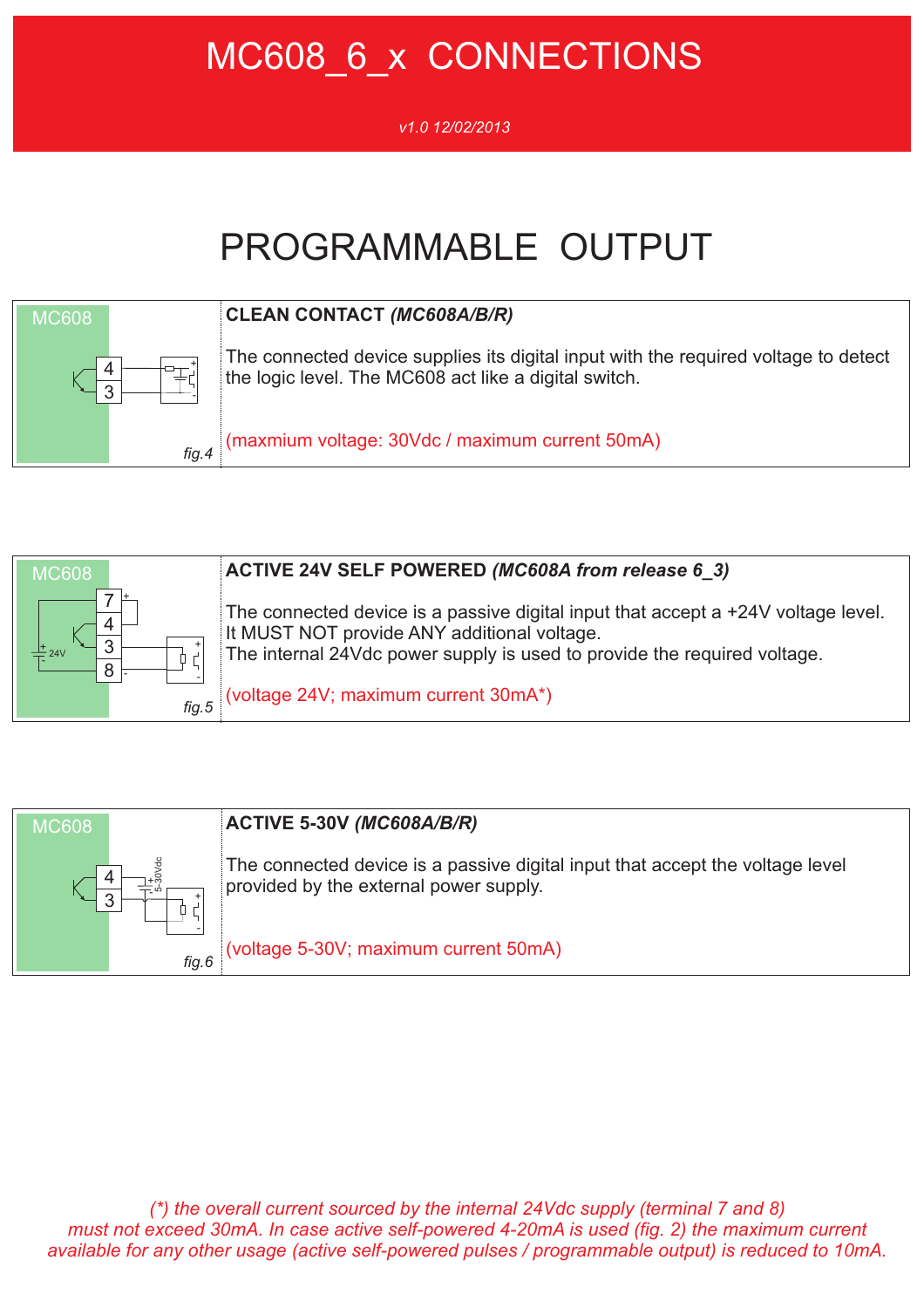# MC608_6_x CONNECTIONS

*v1.0 12/02/2013*

# PROGRAMMABLE OUTPUT

MC608

*fig.4*

**CLEAN CONTACT *(MC608A/B/R)***

The connected device supplies its digital input with the required voltage to detect the logic level. The MC608 act like a digital switch.

(maxmium voltage: 30Vdc / maximum current 50mA)

MC608

*fig.5*

**ACTIVE 24V SELF POWERED *(MC608A from release 6_3)***

The connected device is a passive digital input that accept a +24V voltage level. It MUST NOT provide ANY additional voltage.
The internal 24Vdc power supply is used to provide the required voltage.

(voltage 24V; maximum current 30mA*)

MC608

*fig.6*

**ACTIVE 5-30V *(MC608A/B/R)***

The connected device is a passive digital input that accept the voltage level provided by the external power supply.

(voltage 5-30V; maximum current 50mA)

*(*) the overall current sourced by the internal 24Vdc supply (terminal 7 and 8) must not exceed 30mA. In case active self-powered 4-20mA is used (fig. 2) the maximum current available for any other usage (active self-powered pulses / programmable output) is reduced to 10mA.*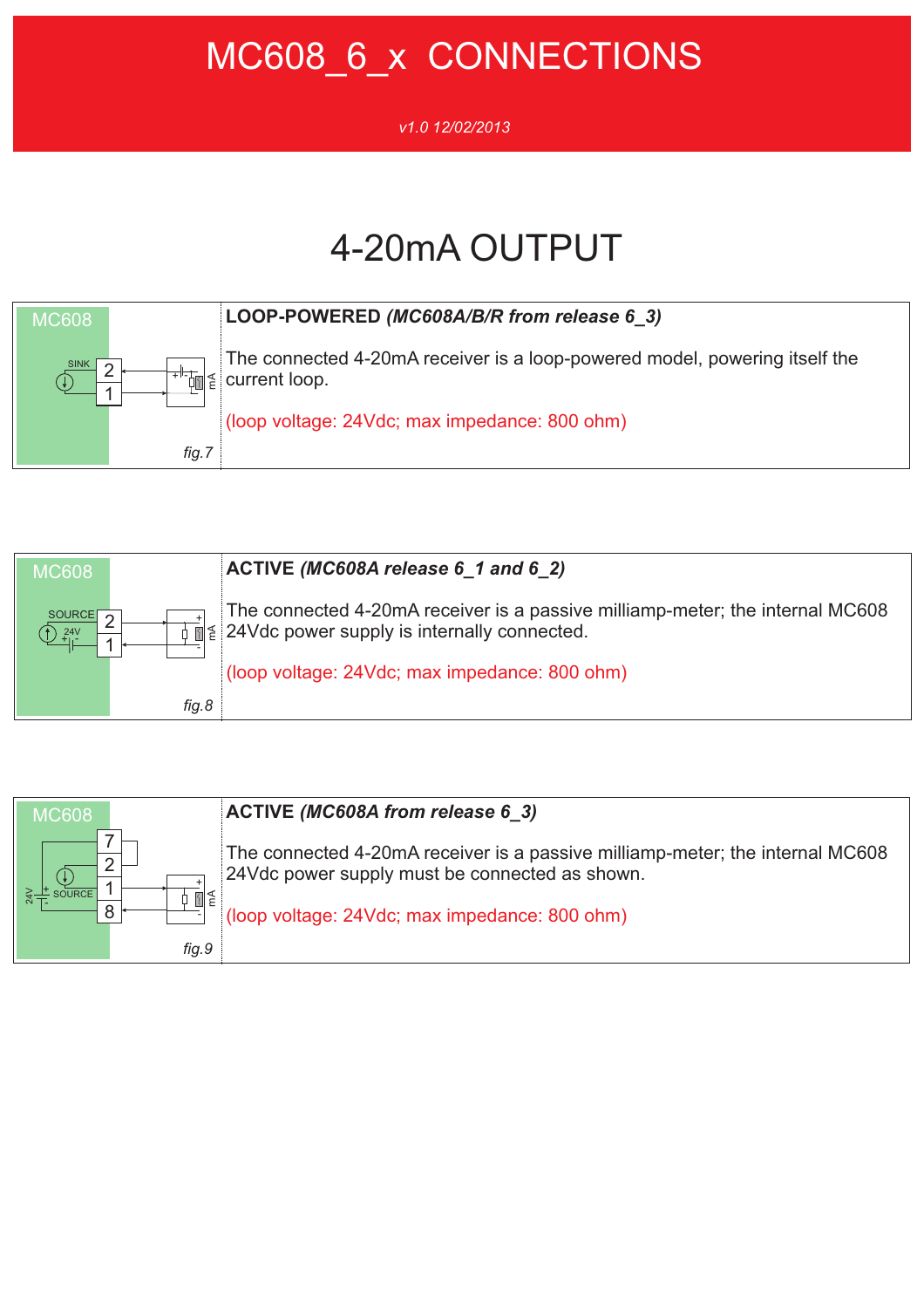# MC608_6_x CONNECTIONS

*v1.0 12/02/2013*

## 4-20mA OUTPUT

MC608

SINK

2

1

mA

*fig.7*

**LOOP-POWERED *(MC608A/B/R from release 6_3)***

The connected 4-20mA receiver is a loop-powered model, powering itself the current loop.

(loop voltage: 24Vdc; max impedance: 800 ohm)

MC608

SOURCE

24V

2

1

mA

*fig.8*

**ACTIVE *(MC608A release 6_1 and 6_2)***

The connected 4-20mA receiver is a passive milliamp-meter; the internal MC608 24Vdc power supply is internally connected.

(loop voltage: 24Vdc; max impedance: 800 ohm)

MC608

7

2

1

8

24V

SOURCE

mA

*fig.9*

**ACTIVE *(MC608A from release 6_3)***

The connected 4-20mA receiver is a passive milliamp-meter; the internal MC608 24Vdc power supply must be connected as shown.

(loop voltage: 24Vdc; max impedance: 800 ohm)